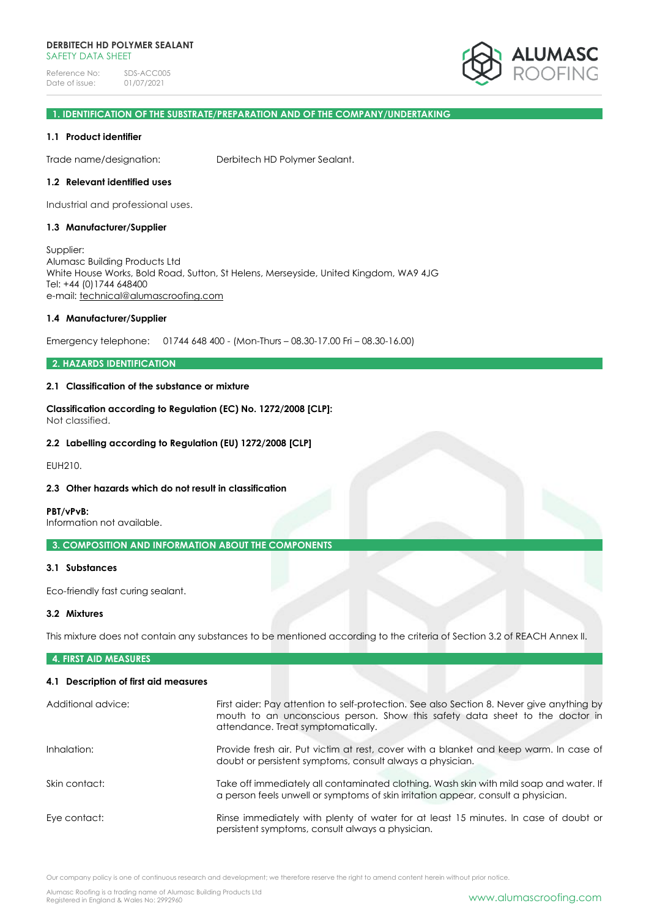# 1. IDENTIFICATION OF THE SUBSTRATE/PREPARATION AND OF THE COMPANY/UNDERTAKING

### 1.1 Product identifier

Trade name/designation: Derbitech HD Polymer Sealant.

### 1.2 Relevant identified uses

Industrial and professional uses.

### 1.3 Manufacturer/Supplier

Supplier:
Alumasc Building Products Ltd
White House Works, Bold Road, Sutton, St Helens, Merseyside, United Kingdom, WA9 4JG
Tel: +44 (0)1744 648400
e-mail: technical@alumascroofing.com

### 1.4 Manufacturer/Supplier

Emergency telephone: 01744 648 400 - (Mon-Thurs – 08.30-17.00 Fri – 08.30-16.00)

# 2. HAZARDS IDENTIFICATION

### 2.1 Classification of the substance or mixture

**Classification according to Regulation (EC) No. 1272/2008 [CLP]:**
Not classified.

### 2.2 Labelling according to Regulation (EU) 1272/2008 [CLP]

EUH210.

### 2.3 Other hazards which do not result in classification

**PBT/vPvB:**
Information not available.

# 3. COMPOSITION AND INFORMATION ABOUT THE COMPONENTS

### 3.1 Substances

Eco-friendly fast curing sealant.

### 3.2 Mixtures

This mixture does not contain any substances to be mentioned according to the criteria of Section 3.2 of REACH Annex II.

# 4. FIRST AID MEASURES

### 4.1 Description of first aid measures

Additional advice: First aider: Pay attention to self-protection. See also Section 8. Never give anything by mouth to an unconscious person. Show this safety data sheet to the doctor in attendance. Treat symptomatically.

Inhalation: Provide fresh air. Put victim at rest, cover with a blanket and keep warm. In case of doubt or persistent symptoms, consult always a physician.

Skin contact: Take off immediately all contaminated clothing. Wash skin with mild soap and water. If a person feels unwell or symptoms of skin irritation appear, consult a physician.

Eye contact: Rinse immediately with plenty of water for at least 15 minutes. In case of doubt or persistent symptoms, consult always a physician.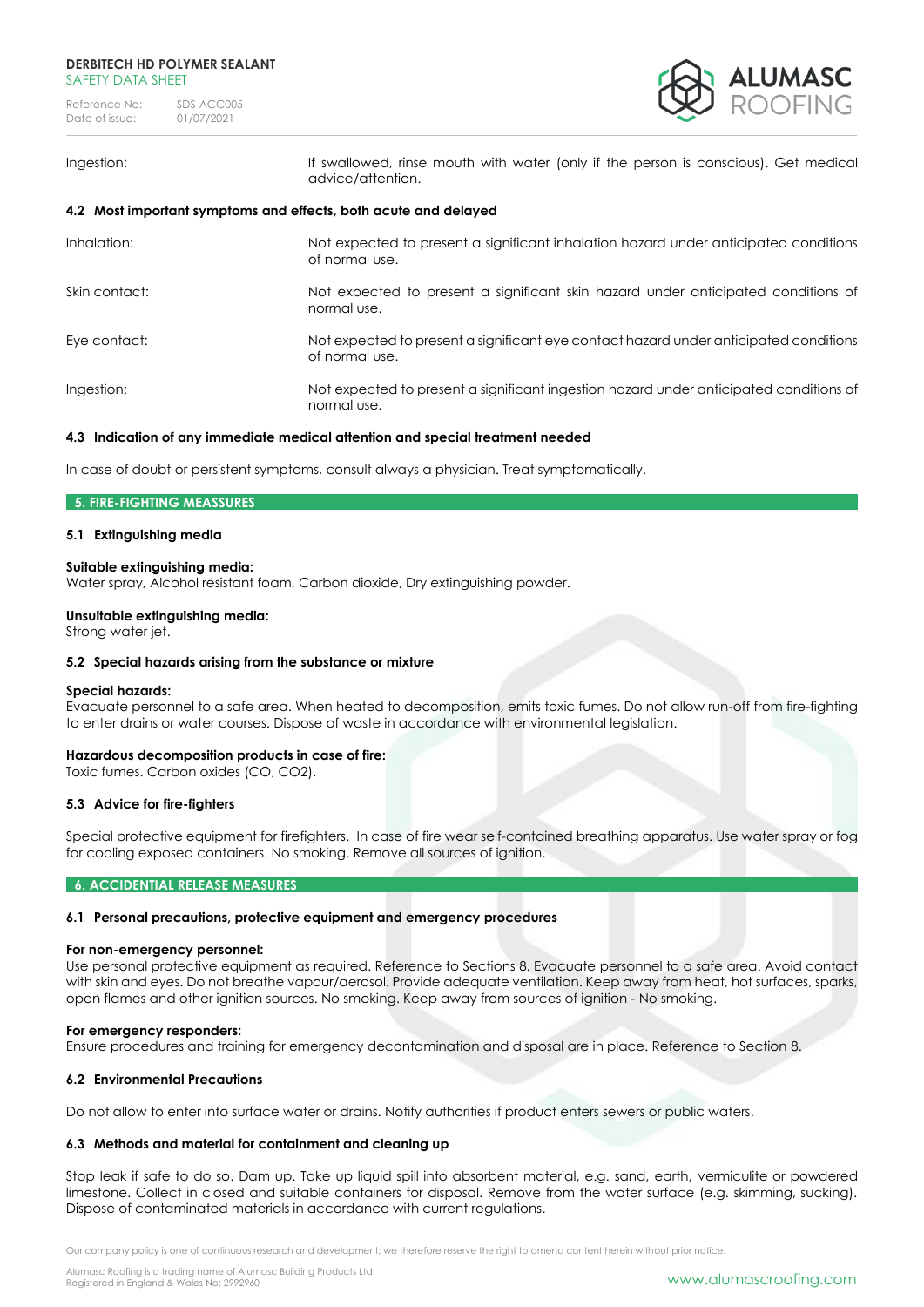| | |
|---|---|
| Ingestion: | If swallowed, rinse mouth with water (only if the person is conscious). Get medical advice/attention. |

### 4.2 Most important symptoms and effects, both acute and delayed

| | |
|---|---|
| Inhalation: | Not expected to present a significant inhalation hazard under anticipated conditions of normal use. |
| Skin contact: | Not expected to present a significant skin hazard under anticipated conditions of normal use. |
| Eye contact: | Not expected to present a significant eye contact hazard under anticipated conditions of normal use. |
| Ingestion: | Not expected to present a significant ingestion hazard under anticipated conditions of normal use. |

### 4.3 Indication of any immediate medical attention and special treatment needed

In case of doubt or persistent symptoms, consult always a physician. Treat symptomatically.

## 5. FIRE-FIGHTING MEASSURES

### 5.1 Extinguishing media

**Suitable extinguishing media:**
Water spray, Alcohol resistant foam, Carbon dioxide, Dry extinguishing powder.

**Unsuitable extinguishing media:**
Strong water jet.

### 5.2 Special hazards arising from the substance or mixture

**Special hazards:**
Evacuate personnel to a safe area. When heated to decomposition, emits toxic fumes. Do not allow run-off from fire-fighting to enter drains or water courses. Dispose of waste in accordance with environmental legislation.

**Hazardous decomposition products in case of fire:**
Toxic fumes. Carbon oxides (CO, $CO_2$).

### 5.3 Advice for fire-fighters

Special protective equipment for firefighters. In case of fire wear self-contained breathing apparatus. Use water spray or fog for cooling exposed containers. No smoking. Remove all sources of ignition.

## 6. ACCIDENTIAL RELEASE MEASURES

### 6.1 Personal precautions, protective equipment and emergency procedures

**For non-emergency personnel:**
Use personal protective equipment as required. Reference to Sections 8. Evacuate personnel to a safe area. Avoid contact with skin and eyes. Do not breathe vapour/aerosol. Provide adequate ventilation. Keep away from heat, hot surfaces, sparks, open flames and other ignition sources. No smoking. Keep away from sources of ignition - No smoking.

**For emergency responders:**
Ensure procedures and training for emergency decontamination and disposal are in place. Reference to Section 8.

### 6.2 Environmental Precautions

Do not allow to enter into surface water or drains. Notify authorities if product enters sewers or public waters.

### 6.3 Methods and material for containment and cleaning up

Stop leak if safe to do so. Dam up. Take up liquid spill into absorbent material, e.g. sand, earth, vermiculite or powdered limestone. Collect in closed and suitable containers for disposal. Remove from the water surface (e.g. skimming, sucking). Dispose of contaminated materials in accordance with current regulations.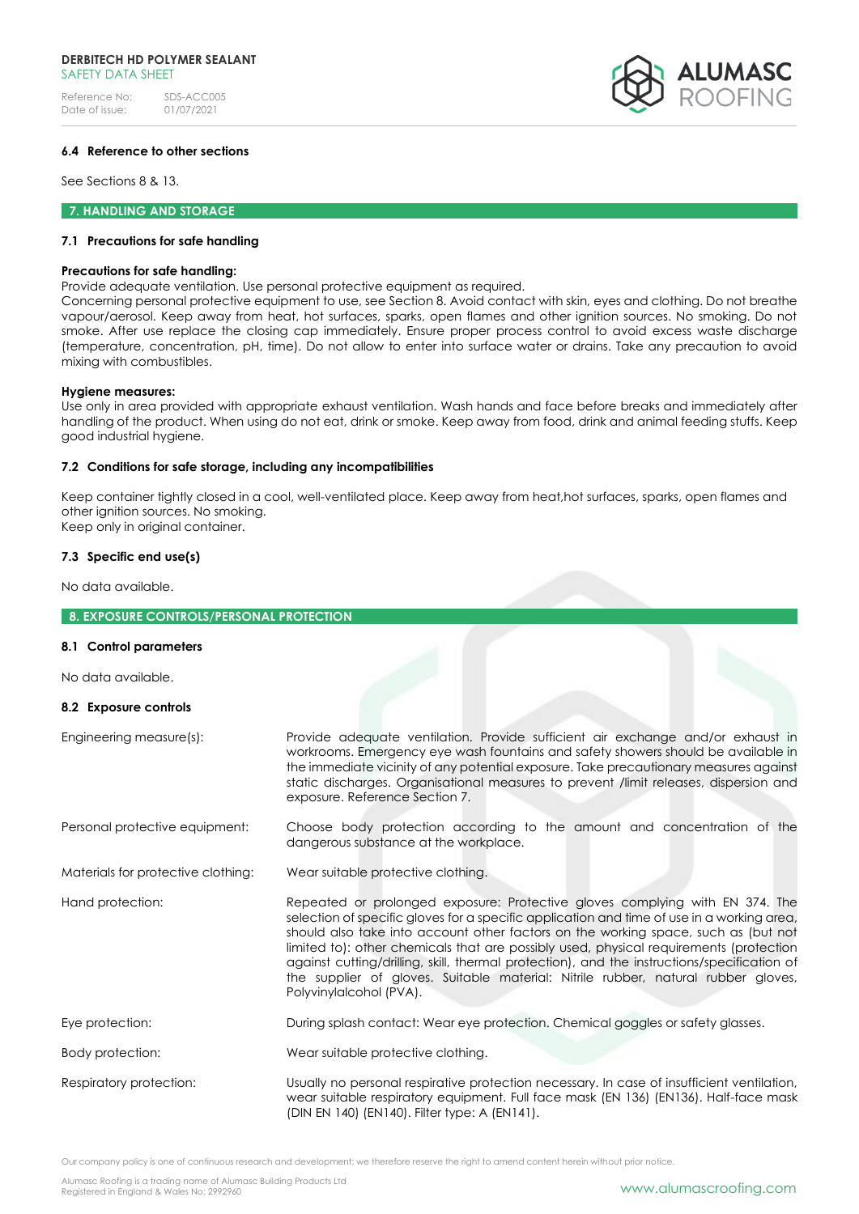### 6.4 Reference to other sections

See Sections 8 & 13.

## 7. HANDLING AND STORAGE

### 7.1 Precautions for safe handling

**Precautions for safe handling:**
Provide adequate ventilation. Use personal protective equipment as required.
Concerning personal protective equipment to use, see Section 8. Avoid contact with skin, eyes and clothing. Do not breathe vapour/aerosol. Keep away from heat, hot surfaces, sparks, open flames and other ignition sources. No smoking. Do not smoke. After use replace the closing cap immediately. Ensure proper process control to avoid excess waste discharge (temperature, concentration, pH, time). Do not allow to enter into surface water or drains. Take any precaution to avoid mixing with combustibles.

**Hygiene measures:**
Use only in area provided with appropriate exhaust ventilation. Wash hands and face before breaks and immediately after handling of the product. When using do not eat, drink or smoke. Keep away from food, drink and animal feeding stuffs. Keep good industrial hygiene.

### 7.2 Conditions for safe storage, including any incompatibilities

Keep container tightly closed in a cool, well-ventilated place. Keep away from heat,hot surfaces, sparks, open flames and other ignition sources. No smoking.
Keep only in original container.

### 7.3 Specific end use(s)

No data available.

## 8. EXPOSURE CONTROLS/PERSONAL PROTECTION

### 8.1 Control parameters

No data available.

### 8.2 Exposure controls

| | |
|---|---|
| Engineering measure(s): | Provide adequate ventilation. Provide sufficient air exchange and/or exhaust in workrooms. Emergency eye wash fountains and safety showers should be available in the immediate vicinity of any potential exposure. Take precautionary measures against static discharges. Organisational measures to prevent /limit releases, dispersion and exposure. Reference Section 7. |
| Personal protective equipment: | Choose body protection according to the amount and concentration of the dangerous substance at the workplace. |
| Materials for protective clothing: | Wear suitable protective clothing. |
| Hand protection: | Repeated or prolonged exposure: Protective gloves complying with EN 374. The selection of specific gloves for a specific application and time of use in a working area, should also take into account other factors on the working space, such as (but not limited to): other chemicals that are possibly used, physical requirements (protection against cutting/drilling, skill, thermal protection), and the instructions/specification of the supplier of gloves. Suitable material: Nitrile rubber, natural rubber gloves, Polyvinylalcohol (PVA). |
| Eye protection: | During splash contact: Wear eye protection. Chemical goggles or safety glasses. |
| Body protection: | Wear suitable protective clothing. |
| Respiratory protection: | Usually no personal respirative protection necessary. In case of insufficient ventilation, wear suitable respiratory equipment. Full face mask (EN 136) (EN136). Half-face mask (DIN EN 140) (EN140). Filter type: A (EN141). |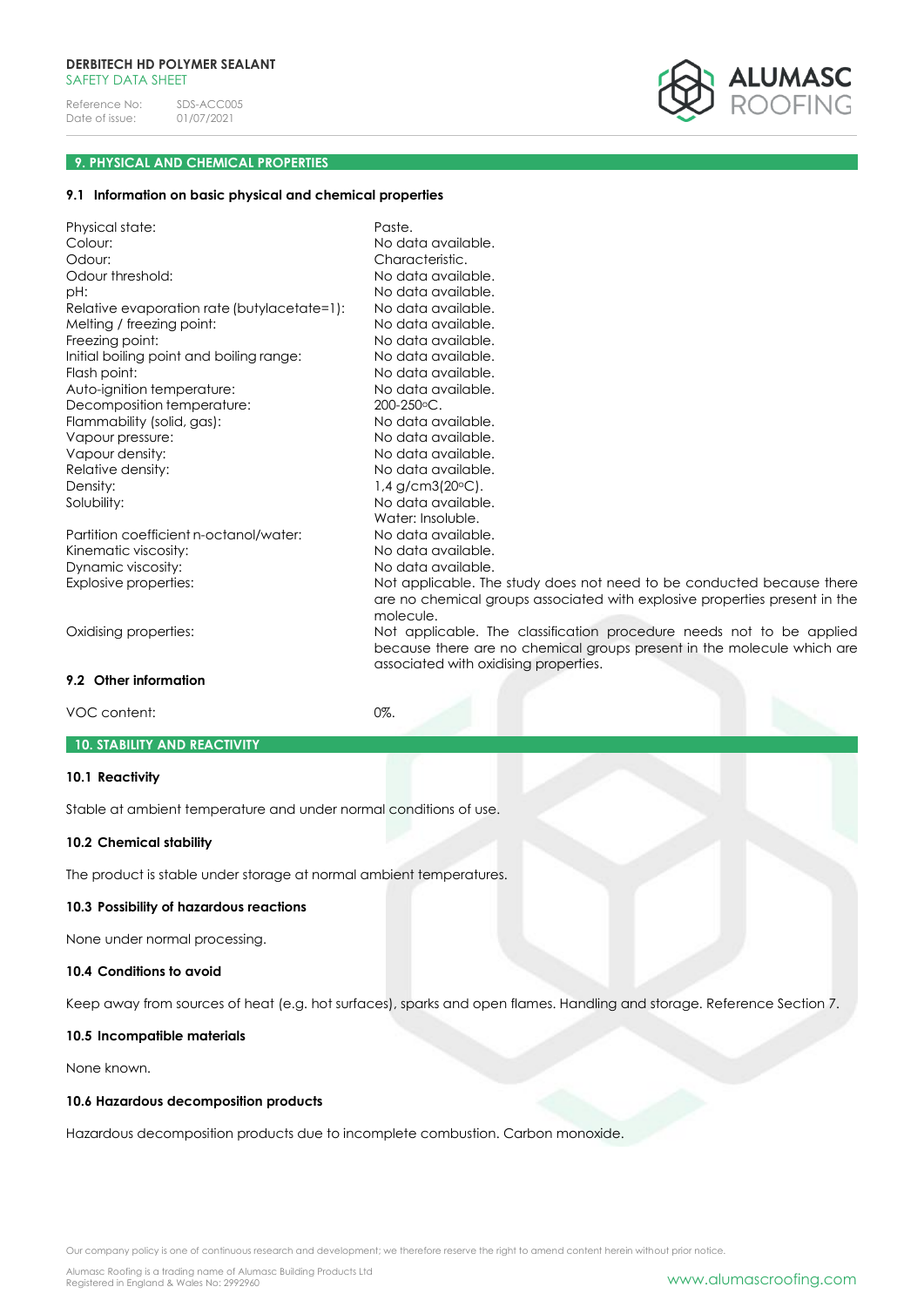## 9. PHYSICAL AND CHEMICAL PROPERTIES

### 9.1 Information on basic physical and chemical properties

| | |
|---|---|
| Physical state: | Paste. |
| Colour: | No data available. |
| Odour: | Characteristic. |
| Odour threshold: | No data available. |
| pH: | No data available. |
| Relative evaporation rate (butylacetate=1): | No data available. |
| Melting / freezing point: | No data available. |
| Freezing point: | No data available. |
| Initial boiling point and boiling range: | No data available. |
| Flash point: | No data available. |
| Auto-ignition temperature: | No data available. |
| Decomposition temperature: | 200-250°C. |
| Flammability (solid, gas): | No data available. |
| Vapour pressure: | No data available. |
| Vapour density: | No data available. |
| Relative density: | No data available. |
| Density: | 1,4 g/cm3(20°C). |
| Solubility: | No data available.<br>Water: Insoluble. |
| Partition coefficient n-octanol/water: | No data available. |
| Kinematic viscosity: | No data available. |
| Dynamic viscosity: | No data available. |
| Explosive properties: | Not applicable. The study does not need to be conducted because there are no chemical groups associated with explosive properties present in the molecule. |
| Oxidising properties: | Not applicable. The classification procedure needs not to be applied because there are no chemical groups present in the molecule which are associated with oxidising properties. |

### 9.2 Other information

| | |
|---|---|
| VOC content: | 0%. |

## 10. STABILITY AND REACTIVITY

### 10.1 Reactivity

Stable at ambient temperature and under normal conditions of use.

### 10.2 Chemical stability

The product is stable under storage at normal ambient temperatures.

### 10.3 Possibility of hazardous reactions

None under normal processing.

### 10.4 Conditions to avoid

Keep away from sources of heat (e.g. hot surfaces), sparks and open flames. Handling and storage. Reference Section 7.

### 10.5 Incompatible materials

None known.

### 10.6 Hazardous decomposition products

Hazardous decomposition products due to incomplete combustion. Carbon monoxide.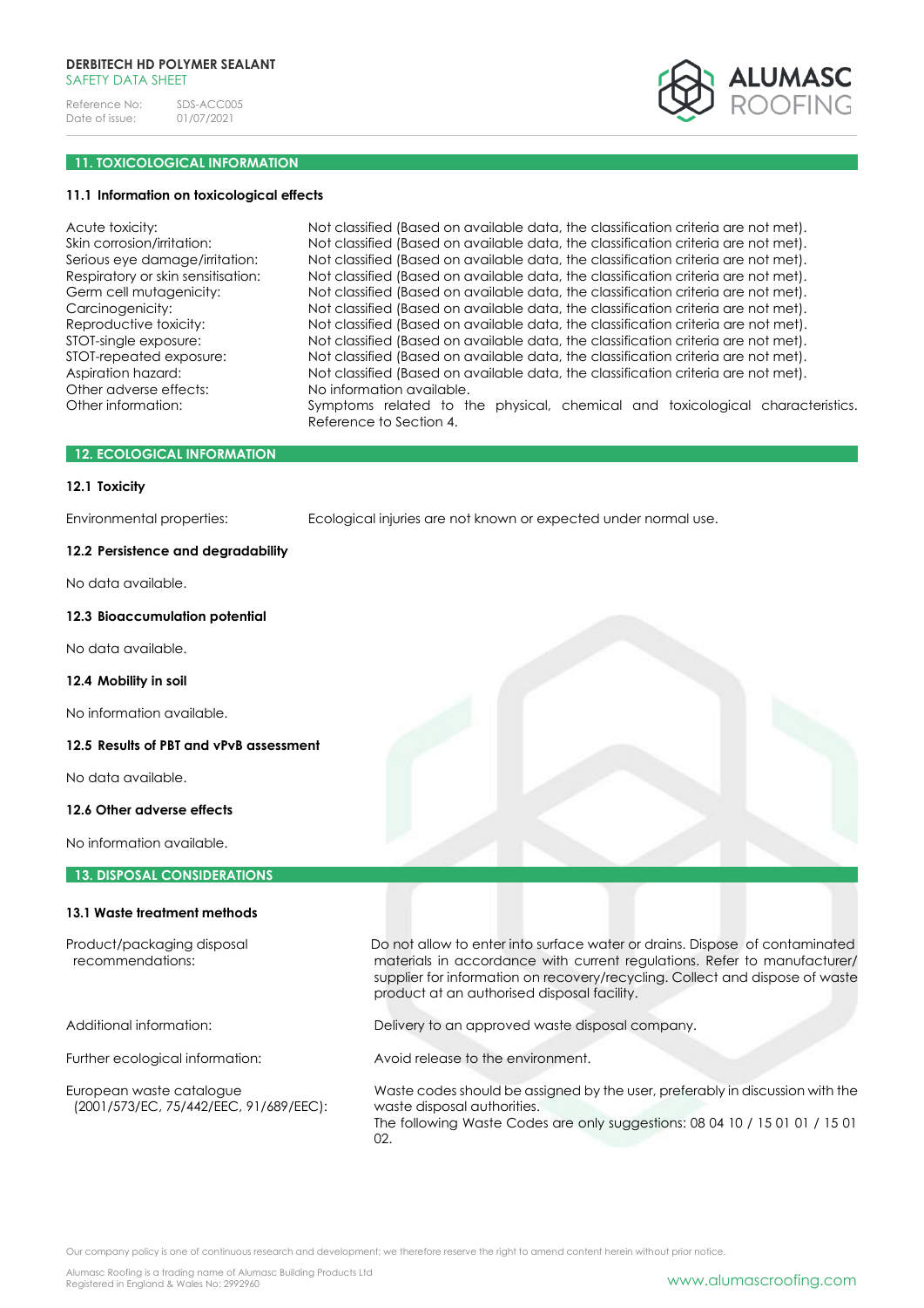## 11. TOXICOLOGICAL INFORMATION

### 11.1 Information on toxicological effects

| | |
|---|---|
| Acute toxicity: | Not classified (Based on available data, the classification criteria are not met). |
| Skin corrosion/irritation: | Not classified (Based on available data, the classification criteria are not met). |
| Serious eye damage/irritation: | Not classified (Based on available data, the classification criteria are not met). |
| Respiratory or skin sensitisation: | Not classified (Based on available data, the classification criteria are not met). |
| Germ cell mutagenicity: | Not classified (Based on available data, the classification criteria are not met). |
| Carcinogenicity: | Not classified (Based on available data, the classification criteria are not met). |
| Reproductive toxicity: | Not classified (Based on available data, the classification criteria are not met). |
| STOT-single exposure: | Not classified (Based on available data, the classification criteria are not met). |
| STOT-repeated exposure: | Not classified (Based on available data, the classification criteria are not met). |
| Aspiration hazard: | Not classified (Based on available data, the classification criteria are not met). |
| Other adverse effects: | No information available. |
| Other information: | Symptoms related to the physical, chemical and toxicological characteristics. Reference to Section 4. |

## 12. ECOLOGICAL INFORMATION

### 12.1 Toxicity

Environmental properties: Ecological injuries are not known or expected under normal use.

### 12.2 Persistence and degradability

No data available.

### 12.3 Bioaccumulation potential

No data available.

### 12.4 Mobility in soil

No information available.

### 12.5 Results of PBT and vPvB assessment

No data available.

### 12.6 Other adverse effects

No information available.

## 13. DISPOSAL CONSIDERATIONS

### 13.1 Waste treatment methods

| | |
|---|---|
| Product/packaging disposal recommendations: | Do not allow to enter into surface water or drains. Dispose of contaminated materials in accordance with current regulations. Refer to manufacturer/ supplier for information on recovery/recycling. Collect and dispose of waste product at an authorised disposal facility. |
| Additional information: | Delivery to an approved waste disposal company. |
| Further ecological information: | Avoid release to the environment. |
| European waste catalogue (2001/573/EC, 75/442/EEC, 91/689/EEC): | Waste codes should be assigned by the user, preferably in discussion with the waste disposal authorities. The following Waste Codes are only suggestions: 08 04 10 / 15 01 01 / 15 01 02. |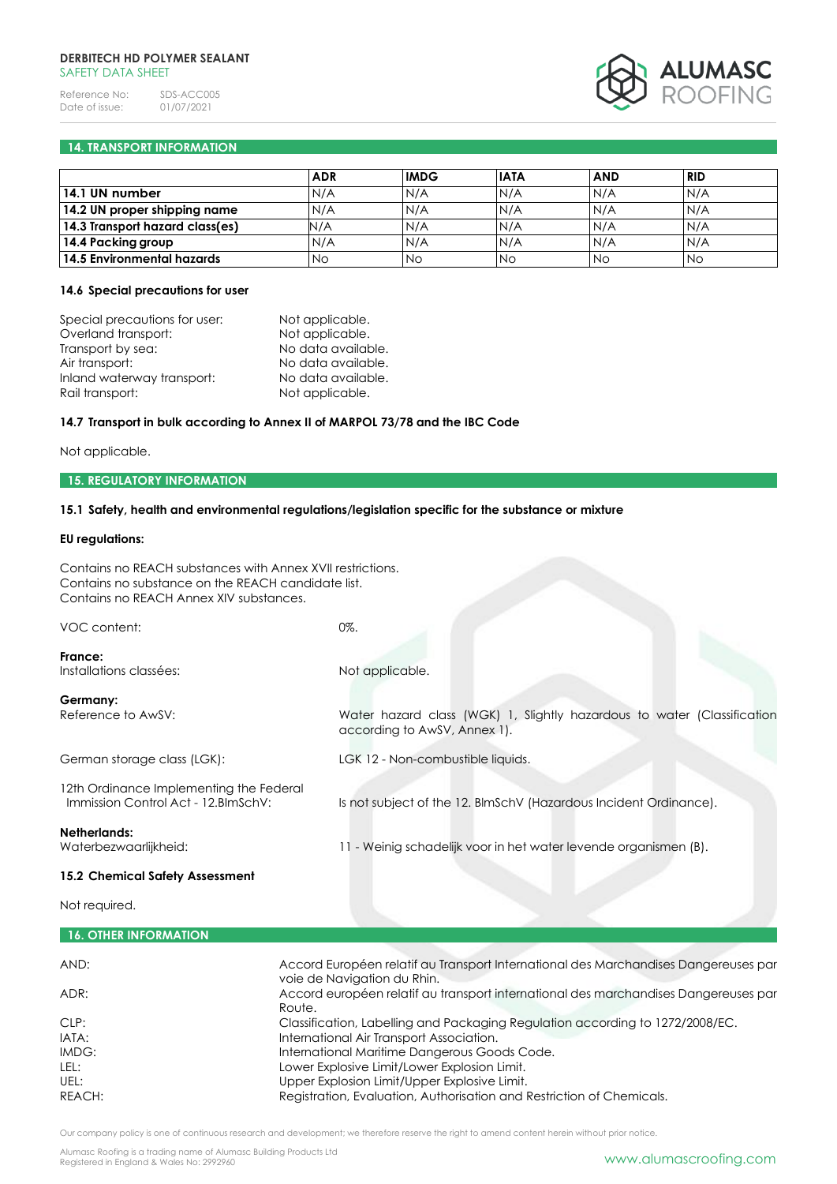## 14. TRANSPORT INFORMATION

| | ADR | IMDG | IATA | AND | RID |
|---|---|---|---|---|---|
| **14.1 UN number** | N/A | N/A | N/A | N/A | N/A |
| **14.2 UN proper shipping name** | N/A | N/A | N/A | N/A | N/A |
| **14.3 Transport hazard class(es)** | N/A | N/A | N/A | N/A | N/A |
| **14.4 Packing group** | N/A | N/A | N/A | N/A | N/A |
| **14.5 Environmental hazards** | No | No | No | No | No |

### 14.6 Special precautions for user

| | |
|---|---|
| Special precautions for user: | Not applicable. |
| Overland transport: | Not applicable. |
| Transport by sea: | No data available. |
| Air transport: | No data available. |
| Inland waterway transport: | No data available. |
| Rail transport: | Not applicable. |

### 14.7 Transport in bulk according to Annex II of MARPOL 73/78 and the IBC Code

Not applicable.

## 15. REGULATORY INFORMATION

### 15.1 Safety, health and environmental regulations/legislation specific for the substance or mixture

**EU regulations:**

Contains no REACH substances with Annex XVII restrictions.
Contains no substance on the REACH candidate list.
Contains no REACH Annex XIV substances.

VOC content: 0%.

**France:**
Installations classées: Not applicable.

**Germany:**
Reference to AwSV: Water hazard class (WGK) 1, Slightly hazardous to water (Classification according to AwSV, Annex 1).

German storage class (LGK): LGK 12 - Non-combustible liquids.

12th Ordinance Implementing the Federal Immission Control Act - 12.BImSchV: Is not subject of the 12. BImSchV (Hazardous Incident Ordinance).

**Netherlands:**
Waterbezwaarlijkheid: 11 - Weinig schadelijk voor in het water levende organismen (B).

### 15.2 Chemical Safety Assessment

Not required.

## 16. OTHER INFORMATION

| | |
|---|---|
| AND: | Accord Européen relatif au Transport International des Marchandises Dangereuses par voie de Navigation du Rhin. |
| ADR: | Accord européen relatif au transport international des marchandises Dangereuses par Route. |
| CLP: | Classification, Labelling and Packaging Regulation according to 1272/2008/EC. |
| IATA: | International Air Transport Association. |
| IMDG: | International Maritime Dangerous Goods Code. |
| LEL: | Lower Explosive Limit/Lower Explosion Limit. |
| UEL: | Upper Explosion Limit/Upper Explosive Limit. |
| REACH: | Registration, Evaluation, Authorisation and Restriction of Chemicals. |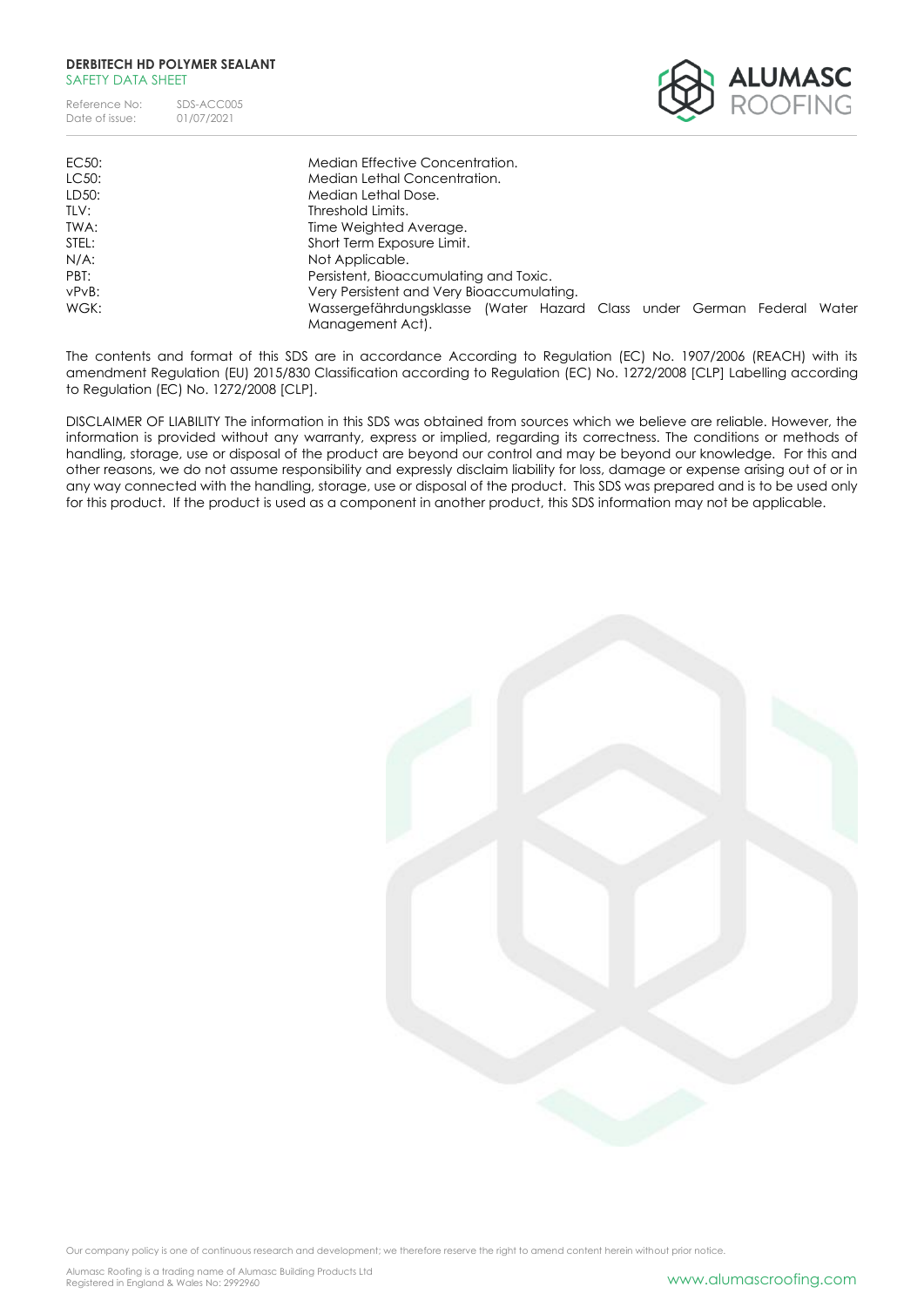| | |
|---|---|
| EC50: | Median Effective Concentration. |
| LC50: | Median Lethal Concentration. |
| LD50: | Median Lethal Dose. |
| TLV: | Threshold Limits. |
| TWA: | Time Weighted Average. |
| STEL: | Short Term Exposure Limit. |
| N/A: | Not Applicable. |
| PBT: | Persistent, Bioaccumulating and Toxic. |
| vPvB: | Very Persistent and Very Bioaccumulating. |
| WGK: | Wassergefährdungsklasse (Water Hazard Class under German Federal Water Management Act). |

The contents and format of this SDS are in accordance According to Regulation (EC) No. 1907/2006 (REACH) with its amendment Regulation (EU) 2015/830 Classification according to Regulation (EC) No. 1272/2008 [CLP] Labelling according to Regulation (EC) No. 1272/2008 [CLP].

DISCLAIMER OF LIABILITY The information in this SDS was obtained from sources which we believe are reliable. However, the information is provided without any warranty, express or implied, regarding its correctness. The conditions or methods of handling, storage, use or disposal of the product are beyond our control and may be beyond our knowledge. For this and other reasons, we do not assume responsibility and expressly disclaim liability for loss, damage or expense arising out of or in any way connected with the handling, storage, use or disposal of the product. This SDS was prepared and is to be used only for this product. If the product is used as a component in another product, this SDS information may not be applicable.